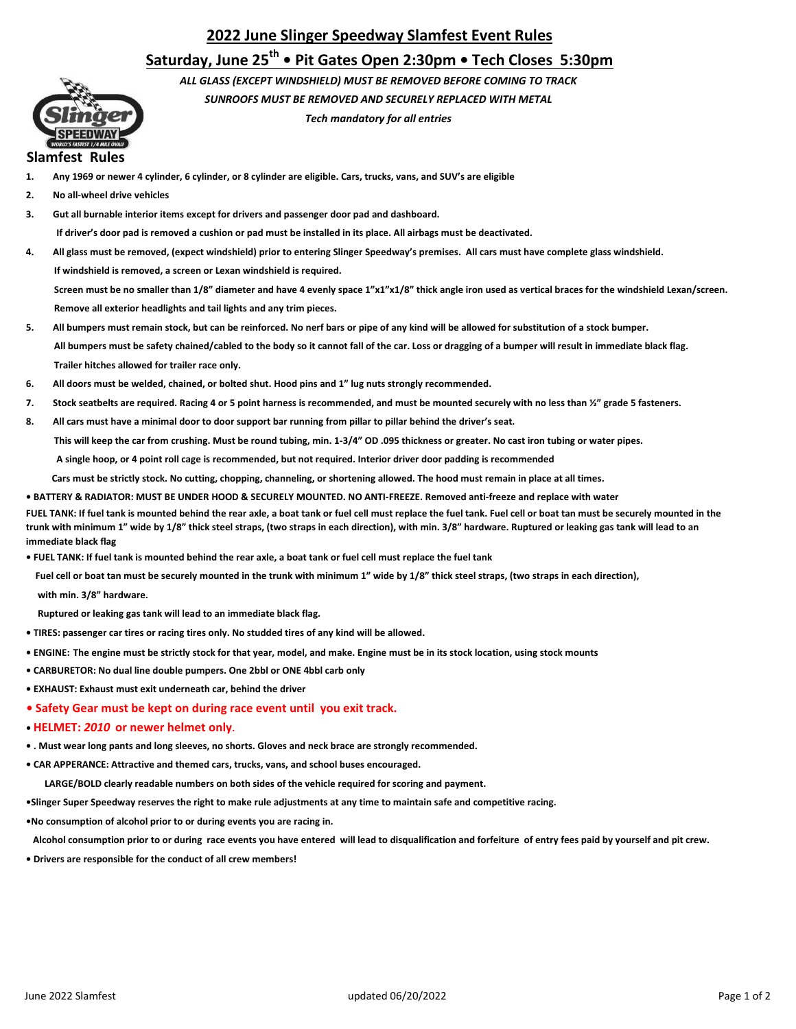# 2022 June Slinger Speedway Slamfest Event Rules

## Saturday, June 25th • Pit Gates Open 2:30pm • Tech Closes 5:30pm

***ALL GLASS (EXCEPT WINDSHIELD) MUST BE REMOVED BEFORE COMING TO TRACK***

***SUNROOFS MUST BE REMOVED AND SECURELY REPLACED WITH METAL***

***Tech mandatory for all entries***

## Slamfest Rules

1. **Any 1969 or newer 4 cylinder, 6 cylinder, or 8 cylinder are eligible. Cars, trucks, vans, and SUV's are eligible**
2. **No all-wheel drive vehicles**
3. **Gut all burnable interior items except for drivers and passenger door pad and dashboard.**
   **If driver's door pad is removed a cushion or pad must be installed in its place. All airbags must be deactivated.**
4. **All glass must be removed, (expect windshield) prior to entering Slinger Speedway's premises. All cars must have complete glass windshield.**
   **If windshield is removed, a screen or Lexan windshield is required.**
   **Screen must be no smaller than 1/8" diameter and have 4 evenly space 1"x1"x1/8" thick angle iron used as vertical braces for the windshield Lexan/screen.**
   **Remove all exterior headlights and tail lights and any trim pieces.**
5. **All bumpers must remain stock, but can be reinforced. No nerf bars or pipe of any kind will be allowed for substitution of a stock bumper.**
   **All bumpers must be safety chained/cabled to the body so it cannot fall of the car. Loss or dragging of a bumper will result in immediate black flag.**
   **Trailer hitches allowed for trailer race only.**
6. **All doors must be welded, chained, or bolted shut. Hood pins and 1" lug nuts strongly recommended.**
7. **Stock seatbelts are required. Racing 4 or 5 point harness is recommended, and must be mounted securely with no less than ½" grade 5 fasteners.**
8. **All cars must have a minimal door to door support bar running from pillar to pillar behind the driver's seat.**
   **This will keep the car from crushing. Must be round tubing, min. 1-3/4" OD .095 thickness or greater. No cast iron tubing or water pipes.**
   **A single hoop, or 4 point roll cage is recommended, but not required. Interior driver door padding is recommended**
   **Cars must be strictly stock. No cutting, chopping, channeling, or shortening allowed. The hood must remain in place at all times.**

- **BATTERY & RADIATOR: MUST BE UNDER HOOD & SECURELY MOUNTED. NO ANTI-FREEZE. Removed anti-freeze and replace with water**

**FUEL TANK: If fuel tank is mounted behind the rear axle, a boat tank or fuel cell must replace the fuel tank. Fuel cell or boat tan must be securely mounted in the trunk with minimum 1" wide by 1/8" thick steel straps, (two straps in each direction), with min. 3/8" hardware. Ruptured or leaking gas tank will lead to an immediate black flag**

- **FUEL TANK: If fuel tank is mounted behind the rear axle, a boat tank or fuel cell must replace the fuel tank**
  **Fuel cell or boat tan must be securely mounted in the trunk with minimum 1" wide by 1/8" thick steel straps, (two straps in each direction),**
  **with min. 3/8" hardware.**
  **Ruptured or leaking gas tank will lead to an immediate black flag.**
- **TIRES: passenger car tires or racing tires only. No studded tires of any kind will be allowed.**
- **ENGINE: The engine must be strictly stock for that year, model, and make. Engine must be in its stock location, using stock mounts**
- **CARBURETOR: No dual line double pumpers. One 2bbl or ONE 4bbl carb only**
- **EXHAUST: Exhaust must exit underneath car, behind the driver**
- **Safety Gear must be kept on during race event until you exit track.**
- **HELMET: *2010* or newer helmet only.**
- **. Must wear long pants and long sleeves, no shorts. Gloves and neck brace are strongly recommended.**
- **CAR APPERANCE: Attractive and themed cars, trucks, vans, and school buses encouraged.**
  **LARGE/BOLD clearly readable numbers on both sides of the vehicle required for scoring and payment.**
- **Slinger Super Speedway reserves the right to make rule adjustments at any time to maintain safe and competitive racing.**
- **No consumption of alcohol prior to or during events you are racing in.**
  **Alcohol consumption prior to or during race events you have entered will lead to disqualification and forfeiture of entry fees paid by yourself and pit crew.**
- **Drivers are responsible for the conduct of all crew members!**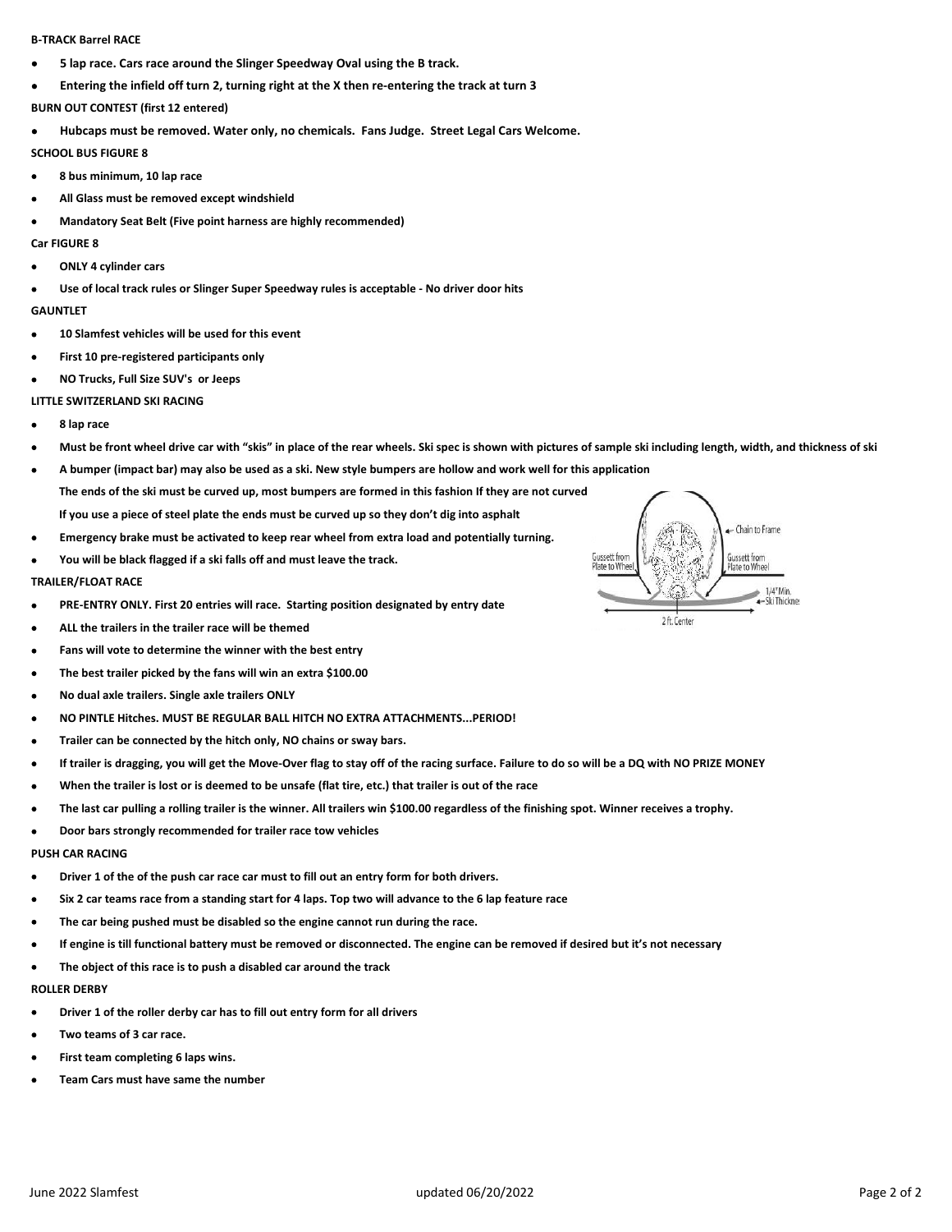**B-TRACK Barrel RACE**

- **5 lap race. Cars race around the Slinger Speedway Oval using the B track.**
- **Entering the infield off turn 2, turning right at the X then re-entering the track at turn 3**

**BURN OUT CONTEST (first 12 entered)**

- **Hubcaps must be removed. Water only, no chemicals. Fans Judge. Street Legal Cars Welcome.**

**SCHOOL BUS FIGURE 8**

- **8 bus minimum, 10 lap race**
- **All Glass must be removed except windshield**
- **Mandatory Seat Belt (Five point harness are highly recommended)**

**Car FIGURE 8**

- **ONLY 4 cylinder cars**
- **Use of local track rules or Slinger Super Speedway rules is acceptable - No driver door hits**

**GAUNTLET**

- **10 Slamfest vehicles will be used for this event**
- **First 10 pre-registered participants only**
- **NO Trucks, Full Size SUV's or Jeeps**

**LITTLE SWITZERLAND SKI RACING**

- **8 lap race**
- **Must be front wheel drive car with "skis" in place of the rear wheels. Ski spec is shown with pictures of sample ski including length, width, and thickness of ski**
- **A bumper (impact bar) may also be used as a ski. New style bumpers are hollow and work well for this application**

  **The ends of the ski must be curved up, most bumpers are formed in this fashion If they are not curved**

  **If you use a piece of steel plate the ends must be curved up so they don't dig into asphalt**
- **Emergency brake must be activated to keep rear wheel from extra load and potentially turning.**
- **You will be black flagged if a ski falls off and must leave the track.**

Chain to Frame
Gussett from Plate to Wheel
Gussett from Plate to Wheel
1/4" Min. Ski Thickness
2 ft. Center

**TRAILER/FLOAT RACE**

- **PRE-ENTRY ONLY. First 20 entries will race. Starting position designated by entry date**
- **ALL the trailers in the trailer race will be themed**
- **Fans will vote to determine the winner with the best entry**
- **The best trailer picked by the fans will win an extra $100.00**
- **No dual axle trailers. Single axle trailers ONLY**
- **NO PINTLE Hitches. MUST BE REGULAR BALL HITCH NO EXTRA ATTACHMENTS...PERIOD!**
- **Trailer can be connected by the hitch only, NO chains or sway bars.**
- **If trailer is dragging, you will get the Move-Over flag to stay off of the racing surface. Failure to do so will be a DQ with NO PRIZE MONEY**
- **When the trailer is lost or is deemed to be unsafe (flat tire, etc.) that trailer is out of the race**
- **The last car pulling a rolling trailer is the winner. All trailers win $100.00 regardless of the finishing spot. Winner receives a trophy.**
- **Door bars strongly recommended for trailer race tow vehicles**

**PUSH CAR RACING**

- **Driver 1 of the of the push car race car must to fill out an entry form for both drivers.**
- **Six 2 car teams race from a standing start for 4 laps. Top two will advance to the 6 lap feature race**
- **The car being pushed must be disabled so the engine cannot run during the race.**
- **If engine is till functional battery must be removed or disconnected. The engine can be removed if desired but it's not necessary**
- **The object of this race is to push a disabled car around the track**

**ROLLER DERBY**

- **Driver 1 of the roller derby car has to fill out entry form for all drivers**
- **Two teams of 3 car race.**
- **First team completing 6 laps wins.**
- **Team Cars must have same the number**

June 2022 Slamfest    updated 06/20/2022